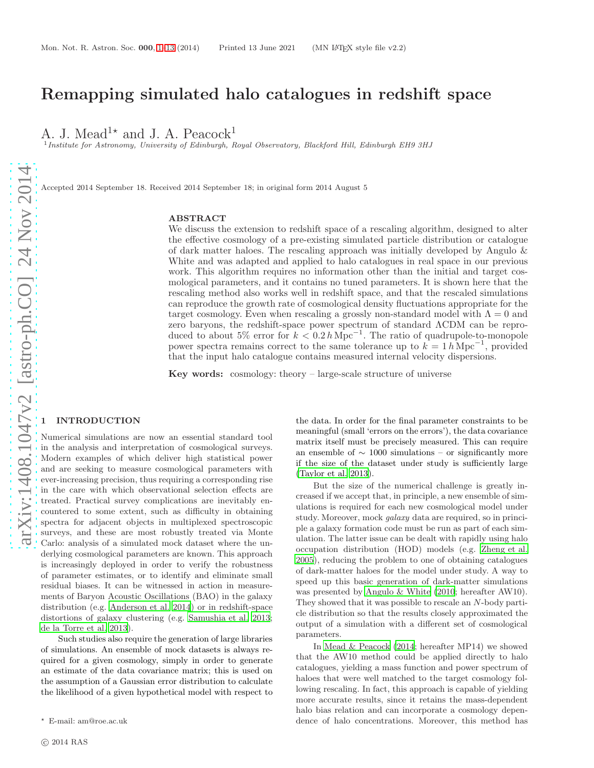# Remapping simulated halo catalogues in redshift space

A. J. Mead[1*] and J. A. Peacock[1]

[1] *Institute for Astronomy, University of Edinburgh, Royal Observatory, Blackford Hill, Edinburgh EH9 3HJ*

Accepted 2014 September 18. Received 2014 September 18; in original form 2014 August 5

## ABSTRACT

We discuss the extension to redshift space of a rescaling algorithm, designed to alter the effective cosmology of a pre-existing simulated particle distribution or catalogue of dark matter haloes. The rescaling approach was initially developed by Angulo & White and was adapted and applied to halo catalogues in real space in our previous work. This algorithm requires no information other than the initial and target cosmological parameters, and it contains no tuned parameters. It is shown here that the rescaling method also works well in redshift space, and that the rescaled simulations can reproduce the growth rate of cosmological density fluctuations appropriate for the target cosmology. Even when rescaling a grossly non-standard model with $\Lambda = 0$ and zero baryons, the redshift-space power spectrum of standard ΛCDM can be reproduced to about 5% error for $k < 0.2\,h\,\mathrm{Mpc}^{-1}$. The ratio of quadrupole-to-monopole power spectra remains correct to the same tolerance up to $k = 1\,h\,\mathrm{Mpc}^{-1}$, provided that the input halo catalogue contains measured internal velocity dispersions.

**Key words:** cosmology: theory – large-scale structure of universe

## 1 INTRODUCTION

Numerical simulations are now an essential standard tool in the analysis and interpretation of cosmological surveys. Modern examples of which deliver high statistical power and are seeking to measure cosmological parameters with ever-increasing precision, thus requiring a corresponding rise in the care with which observational selection effects are treated. Practical survey complications are inevitably encountered to some extent, such as difficulty in obtaining spectra for adjacent objects in multiplexed spectroscopic surveys, and these are most robustly treated via Monte Carlo: analysis of a simulated mock dataset where the underlying cosmological parameters are known. This approach is increasingly deployed in order to verify the robustness of parameter estimates, or to identify and eliminate small residual biases. It can be witnessed in action in measurements of Baryon Acoustic Oscillations (BAO) in the galaxy distribution (e.g. Anderson et al. 2014) or in redshift-space distortions of galaxy clustering (e.g. Samushia et al. 2013; de la Torre et al. 2013).

Such studies also require the generation of large libraries of simulations. An ensemble of mock datasets is always required for a given cosmology, simply in order to generate an estimate of the data covariance matrix; this is used on the assumption of a Gaussian error distribution to calculate the likelihood of a given hypothetical model with respect to the data. In order for the final parameter constraints to be meaningful (small 'errors on the errors'), the data covariance matrix itself must be precisely measured. This can require an ensemble of $\sim 1000$ simulations – or significantly more if the size of the dataset under study is sufficiently large (Taylor et al. 2013).

But the size of the numerical challenge is greatly increased if we accept that, in principle, a new ensemble of simulations is required for each new cosmological model under study. Moreover, mock *galaxy* data are required, so in principle a galaxy formation code must be run as part of each simulation. The latter issue can be dealt with rapidly using halo occupation distribution (HOD) models (e.g. Zheng et al. 2005), reducing the problem to one of obtaining catalogues of dark-matter haloes for the model under study. A way to speed up this basic generation of dark-matter simulations was presented by Angulo & White (2010; hereafter AW10). They showed that it was possible to rescale an $N$-body particle distribution so that the results closely approximated the output of a simulation with a different set of cosmological parameters.

In Mead & Peacock (2014; hereafter MP14) we showed that the AW10 method could be applied directly to halo catalogues, yielding a mass function and power spectrum of haloes that were well matched to the target cosmology following rescaling. In fact, this approach is capable of yielding more accurate results, since it retains the mass-dependent halo bias relation and can incorporate a cosmology dependence of halo concentrations. Moreover, this method has

* E-mail: am@roe.ac.uk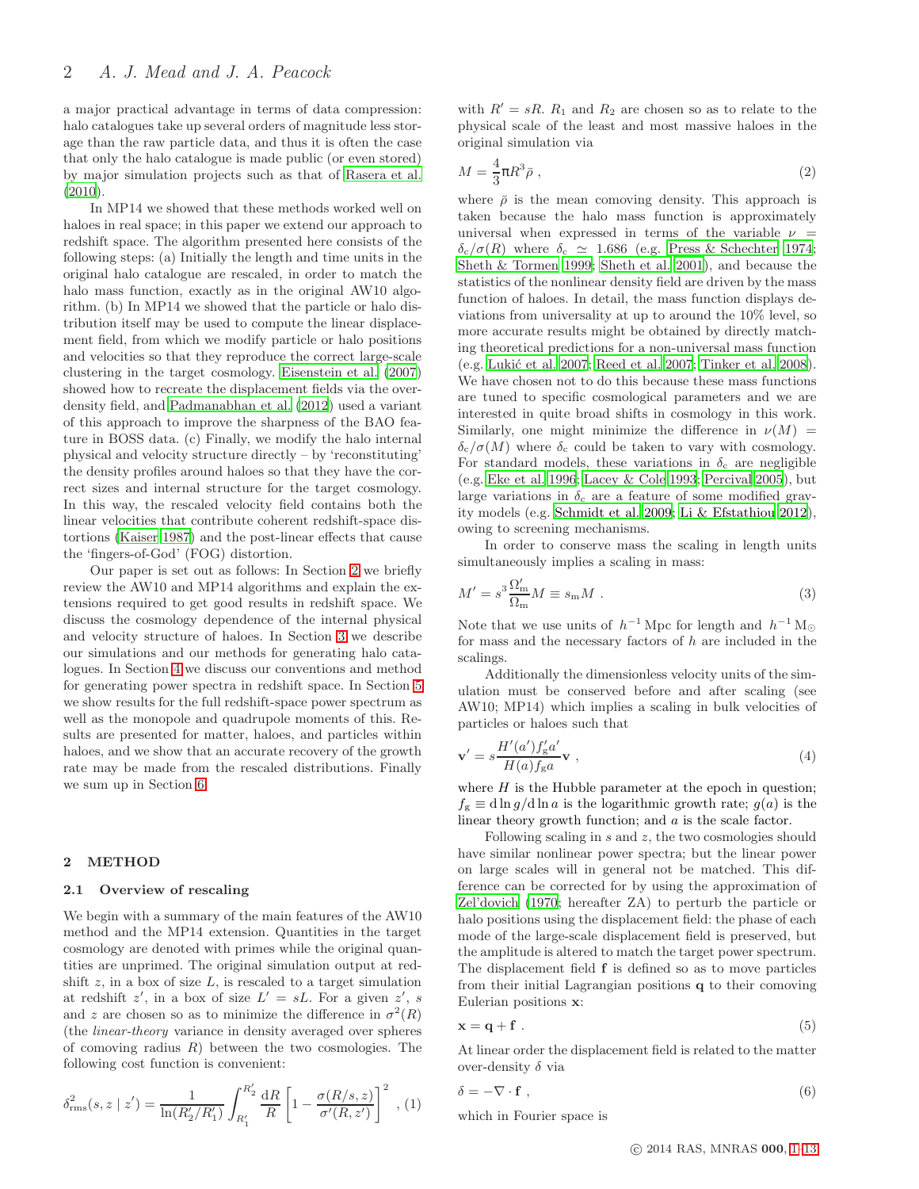a major practical advantage in terms of data compression: halo catalogues take up several orders of magnitude less storage than the raw particle data, and thus it is often the case that only the halo catalogue is made public (or even stored) by major simulation projects such as that of Rasera et al. (2010).

In MP14 we showed that these methods worked well on haloes in real space; in this paper we extend our approach to redshift space. The algorithm presented here consists of the following steps: (a) Initially the length and time units in the original halo catalogue are rescaled, in order to match the halo mass function, exactly as in the original AW10 algorithm. (b) In MP14 we showed that the particle or halo distribution itself may be used to compute the linear displacement field, from which we modify particle or halo positions and velocities so that they reproduce the correct large-scale clustering in the target cosmology. Eisenstein et al. (2007) showed how to recreate the displacement fields via the overdensity field, and Padmanabhan et al. (2012) used a variant of this approach to improve the sharpness of the BAO feature in BOSS data. (c) Finally, we modify the halo internal physical and velocity structure directly – by 'reconstituting' the density profiles around haloes so that they have the correct sizes and internal structure for the target cosmology. In this way, the rescaled velocity field contains both the linear velocities that contribute coherent redshift-space distortions (Kaiser 1987) and the post-linear effects that cause the 'fingers-of-God' (FOG) distortion.

Our paper is set out as follows: In Section 2 we briefly review the AW10 and MP14 algorithms and explain the extensions required to get good results in redshift space. We discuss the cosmology dependence of the internal physical and velocity structure of haloes. In Section 3 we describe our simulations and our methods for generating halo catalogues. In Section 4 we discuss our conventions and method for generating power spectra in redshift space. In Section 5 we show results for the full redshift-space power spectrum as well as the monopole and quadrupole moments of this. Results are presented for matter, haloes, and particles within haloes, and we show that an accurate recovery of the growth rate may be made from the rescaled distributions. Finally we sum up in Section 6.

## 2 METHOD

### 2.1 Overview of rescaling

We begin with a summary of the main features of the AW10 method and the MP14 extension. Quantities in the target cosmology are denoted with primes while the original quantities are unprimed. The original simulation output at redshift $z$, in a box of size $L$, is rescaled to a target simulation at redshift $z'$, in a box of size $L' = sL$. For a given $z'$, $s$ and $z$ are chosen so as to minimize the difference in $\sigma^2(R)$ (the *linear-theory* variance in density averaged over spheres of comoving radius $R$) between the two cosmologies. The following cost function is convenient:

$$\delta^2_{\rm rms}(s, z \mid z') = \frac{1}{\ln(R'_2/R'_1)} \int_{R'_1}^{R'_2} \frac{{\rm d}R}{R} \left[1 - \frac{\sigma(R/s, z)}{\sigma'(R, z')}\right]^2 \ , \quad (1)$$

with $R' = sR$. $R_1$ and $R_2$ are chosen so as to relate to the physical scale of the least and most massive haloes in the original simulation via

$$M = \frac{4}{3}\pi R^3 \bar{\rho} \ , \quad (2)$$

where $\bar{\rho}$ is the mean comoving density. This approach is taken because the halo mass function is approximately universal when expressed in terms of the variable $\nu = \delta_{\rm c}/\sigma(R)$ where $\delta_{\rm c} \simeq 1.686$ (e.g. Press & Schechter 1974; Sheth & Tormen 1999; Sheth et al. 2001), and because the statistics of the nonlinear density field are driven by the mass function of haloes. In detail, the mass function displays deviations from universality at up to around the 10% level, so more accurate results might be obtained by directly matching theoretical predictions for a non-universal mass function (e.g. Lukić et al. 2007; Reed et al. 2007; Tinker et al. 2008). We have chosen not to do this because these mass functions are tuned to specific cosmological parameters and we are interested in quite broad shifts in cosmology in this work. Similarly, one might minimize the difference in $\nu(M) = \delta_{\rm c}/\sigma(M)$ where $\delta_{\rm c}$ could be taken to vary with cosmology. For standard models, these variations in $\delta_{\rm c}$ are negligible (e.g. Eke et al. 1996; Lacey & Cole 1993; Percival 2005), but large variations in $\delta_{\rm c}$ are a feature of some modified gravity models (e.g. Schmidt et al. 2009; Li & Efstathiou 2012), owing to screening mechanisms.

In order to conserve mass the scaling in length units simultaneously implies a scaling in mass:

$$M' = s^3 \frac{\Omega'_{\rm m}}{\Omega_{\rm m}} M \equiv s_{\rm m} M \ . \quad (3)$$

Note that we use units of $h^{-1}\,$Mpc for length and $h^{-1}\,{\rm M}_{\odot}$ for mass and the necessary factors of $h$ are included in the scalings.

Additionally the dimensionless velocity units of the simulation must be conserved before and after scaling (see AW10; MP14) which implies a scaling in bulk velocities of particles or haloes such that

$$\mathbf{v}' = s\frac{H'(a')f'_{\rm g}a'}{H(a)f_{\rm g}a}\mathbf{v} \ , \quad (4)$$

where $H$ is the Hubble parameter at the epoch in question; $f_{\rm g} \equiv {\rm d}\ln g/{\rm d}\ln a$ is the logarithmic growth rate; $g(a)$ is the linear theory growth function; and $a$ is the scale factor.

Following scaling in $s$ and $z$, the two cosmologies should have similar nonlinear power spectra; but the linear power on large scales will in general not be matched. This difference can be corrected for by using the approximation of Zel'dovich (1970; hereafter ZA) to perturb the particle or halo positions using the displacement field: the phase of each mode of the large-scale displacement field is preserved, but the amplitude is altered to match the target power spectrum. The displacement field $\mathbf{f}$ is defined so as to move particles from their initial Lagrangian positions $\mathbf{q}$ to their comoving Eulerian positions $\mathbf{x}$:

$$\mathbf{x} = \mathbf{q} + \mathbf{f} \ . \quad (5)$$

At linear order the displacement field is related to the matter over-density $\delta$ via

$$\delta = -\nabla \cdot \mathbf{f} \ , \quad (6)$$

which in Fourier space is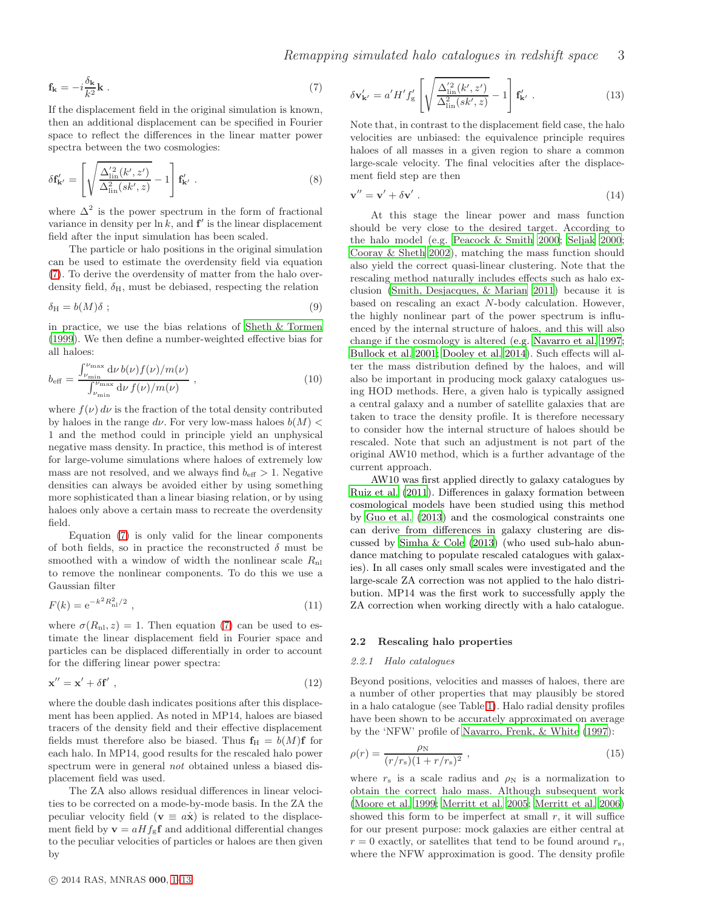$$\mathbf{f}_{\mathbf{k}} = -i\frac{\delta_{\mathbf{k}}}{k^2}\mathbf{k} \ . \tag{7}$$

If the displacement field in the original simulation is known, then an additional displacement can be specified in Fourier space to reflect the differences in the linear matter power spectra between the two cosmologies:

$$\delta\mathbf{f}'_{\mathbf{k}'} = \left[\sqrt{\frac{\Delta'^2_{\rm lin}(k',z')}{\Delta^2_{\rm lin}(sk',z)}} - 1\right]\mathbf{f}'_{\mathbf{k}'} \ . \tag{8}$$

where $\Delta^2$ is the power spectrum in the form of fractional variance in density per $\ln k$, and $\mathbf{f}'$ is the linear displacement field after the input simulation has been scaled.

The particle or halo positions in the original simulation can be used to estimate the overdensity field via equation (7). To derive the overdensity of matter from the halo overdensity field, $\delta_{\rm H}$, must be debiased, respecting the relation

$$\delta_{\rm H} = b(M)\delta \ ; \tag{9}$$

in practice, we use the bias relations of Sheth & Tormen (1999). We then define a number-weighted effective bias for all haloes:

$$b_{\rm eff} = \frac{\int_{\nu_{\rm min}}^{\nu_{\rm max}} {\rm d}\nu \, b(\nu) f(\nu)/m(\nu)}{\int_{\nu_{\rm min}}^{\nu_{\rm max}} {\rm d}\nu \, f(\nu)/m(\nu)} \ , \tag{10}$$

where $f(\nu)\,d\nu$ is the fraction of the total density contributed by haloes in the range $d\nu$. For very low-mass haloes $b(M) < 1$ and the method could in principle yield an unphysical negative mass density. In practice, this method is of interest for large-volume simulations where haloes of extremely low mass are not resolved, and we always find $b_{\rm eff} > 1$. Negative densities can always be avoided either by using something more sophisticated than a linear biasing relation, or by using haloes only above a certain mass to recreate the overdensity field.

Equation (7) is only valid for the linear components of both fields, so in practice the reconstructed $\delta$ must be smoothed with a window of width the nonlinear scale $R_{\rm nl}$ to remove the nonlinear components. To do this we use a Gaussian filter

$$F(k) = {\rm e}^{-k^2 R_{\rm nl}^2/2} \ , \tag{11}$$

where $\sigma(R_{\rm nl}, z) = 1$. Then equation (7) can be used to estimate the linear displacement field in Fourier space and particles can be displaced differentially in order to account for the differing linear power spectra:

$$\mathbf{x}'' = \mathbf{x}' + \delta\mathbf{f}' \ , \tag{12}$$

where the double dash indicates positions after this displacement has been applied. As noted in MP14, haloes are biased tracers of the density field and their effective displacement fields must therefore also be biased. Thus $\mathbf{f}_{\rm H} = b(M)\mathbf{f}$ for each halo. In MP14, good results for the rescaled halo power spectrum were in general *not* obtained unless a biased displacement field was used.

The ZA also allows residual differences in linear velocities to be corrected on a mode-by-mode basis. In the ZA the peculiar velocity field ($\mathbf{v} \equiv a\dot{\mathbf{x}}$) is related to the displacement field by $\mathbf{v} = aHf_{\rm g}\mathbf{f}$ and additional differential changes to the peculiar velocities of particles or haloes are then given by

$$\delta\mathbf{v}'_{\mathbf{k}'} = a'H'f'_{\rm g}\left[\sqrt{\frac{\Delta'^2_{\rm lin}(k',z')}{\Delta^2_{\rm lin}(sk',z)}} - 1\right]\mathbf{f}'_{\mathbf{k}'} \ . \tag{13}$$

Note that, in contrast to the displacement field case, the halo velocities are unbiased: the equivalence principle requires haloes of all masses in a given region to share a common large-scale velocity. The final velocities after the displacement field step are then

$$\mathbf{v}'' = \mathbf{v}' + \delta\mathbf{v}' \ . \tag{14}$$

At this stage the linear power and mass function should be very close to the desired target. According to the halo model (e.g. Peacock & Smith 2000; Seljak 2000; Cooray & Sheth 2002), matching the mass function should also yield the correct quasi-linear clustering. Note that the rescaling method naturally includes effects such as halo exclusion (Smith, Desjacques, & Marian 2011) because it is based on rescaling an exact $N$-body calculation. However, the highly nonlinear part of the power spectrum is influenced by the internal structure of haloes, and this will also change if the cosmology is altered (e.g. Navarro et al. 1997; Bullock et al. 2001; Dooley et al. 2014). Such effects will alter the mass distribution defined by the haloes, and will also be important in producing mock galaxy catalogues using HOD methods. Here, a given halo is typically assigned a central galaxy and a number of satellite galaxies that are taken to trace the density profile. It is therefore necessary to consider how the internal structure of haloes should be rescaled. Note that such an adjustment is not part of the original AW10 method, which is a further advantage of the current approach.

AW10 was first applied directly to galaxy catalogues by Ruiz et al. (2011). Differences in galaxy formation between cosmological models have been studied using this method by Guo et al. (2013) and the cosmological constraints one can derive from differences in galaxy clustering are discussed by Simha & Cole (2013) (who used sub-halo abundance matching to populate rescaled catalogues with galaxies). In all cases only small scales were investigated and the large-scale ZA correction was not applied to the halo distribution. MP14 was the first work to successfully apply the ZA correction when working directly with a halo catalogue.

### 2.2 Rescaling halo properties

#### *2.2.1 Halo catalogues*

Beyond positions, velocities and masses of haloes, there are a number of other properties that may plausibly be stored in a halo catalogue (see Table 1). Halo radial density profiles have been shown to be accurately approximated on average by the 'NFW' profile of Navarro, Frenk, & White (1997):

$$\rho(r) = \frac{\rho_{\rm N}}{(r/r_{\rm s})(1+r/r_{\rm s})^2} \ , \tag{15}$$

where $r_{\rm s}$ is a scale radius and $\rho_{\rm N}$ is a normalization to obtain the correct halo mass. Although subsequent work (Moore et al. 1999; Merritt et al. 2005; Merritt et al. 2006) showed this form to be imperfect at small $r$, it will suffice for our present purpose: mock galaxies are either central at $r = 0$ exactly, or satellites that tend to be found around $r_{\rm s}$, where the NFW approximation is good. The density profile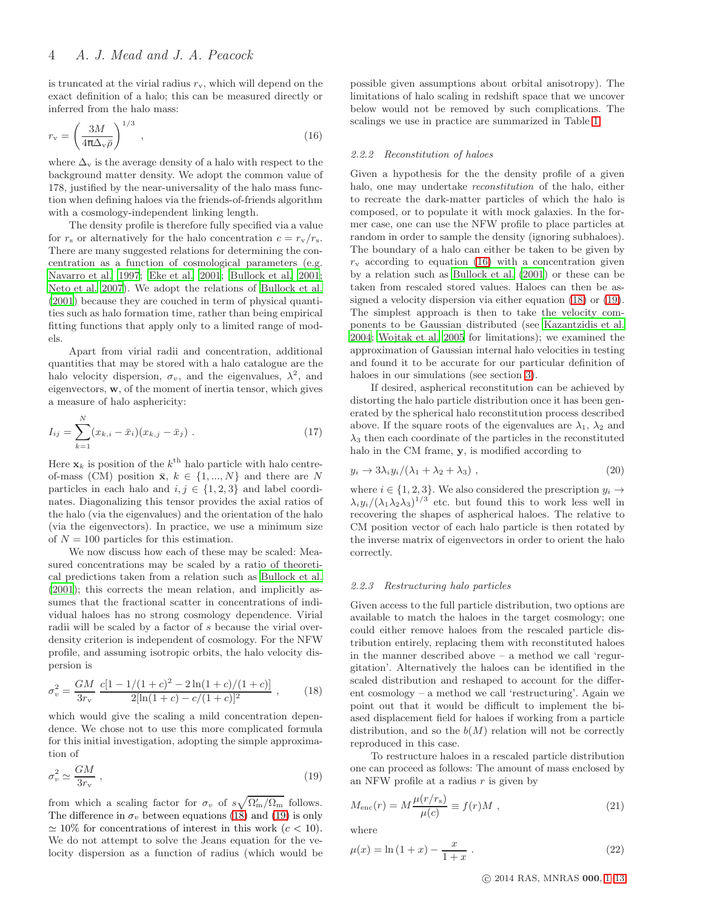is truncated at the virial radius $r_{\rm v}$, which will depend on the exact definition of a halo; this can be measured directly or inferred from the halo mass:

$$r_{\rm v} = \left(\frac{3M}{4\pi\Delta_{\rm v}\bar{\rho}}\right)^{1/3} , \tag{16}$$

where $\Delta_{\rm v}$ is the average density of a halo with respect to the background matter density. We adopt the common value of 178, justified by the near-universality of the halo mass function when defining haloes via the friends-of-friends algorithm with a cosmology-independent linking length.

The density profile is therefore fully specified via a value for $r_{\rm s}$ or alternatively for the halo concentration $c = r_{\rm v}/r_{\rm s}$. There are many suggested relations for determining the concentration as a function of cosmological parameters (e.g. Navarro et al. 1997; Eke et al. 2001; Bullock et al. 2001; Neto et al. 2007). We adopt the relations of Bullock et al. (2001) because they are couched in term of physical quantities such as halo formation time, rather than being empirical fitting functions that apply only to a limited range of models.

Apart from virial radii and concentration, additional quantities that may be stored with a halo catalogue are the halo velocity dispersion, $\sigma_v$, and the eigenvalues, $\lambda^2$, and eigenvectors, $\mathbf{w}$, of the moment of inertia tensor, which gives a measure of halo asphericity:

$$I_{ij} = \sum_{k=1}^{N}(x_{k,i} - \bar{x}_i)(x_{k,j} - \bar{x}_j) . \tag{17}$$

Here $\mathbf{x}_k$ is position of the $k^{\rm th}$ halo particle with halo centre-of-mass (CM) position $\bar{\mathbf{x}}$, $k \in \{1, ..., N\}$ and there are $N$ particles in each halo and $i, j \in \{1, 2, 3\}$ and label coordinates. Diagonalizing this tensor provides the axial ratios of the halo (via the eigenvalues) and the orientation of the halo (via the eigenvectors). In practice, we use a minimum size of $N = 100$ particles for this estimation.

We now discuss how each of these may be scaled: Measured concentrations may be scaled by a ratio of theoretical predictions taken from a relation such as Bullock et al. (2001); this corrects the mean relation, and implicitly assumes that the fractional scatter in concentrations of individual haloes has no strong cosmology dependence. Virial radii will be scaled by a factor of $s$ because the virial overdensity criterion is independent of cosmology. For the NFW profile, and assuming isotropic orbits, the halo velocity dispersion is

$$\sigma_v^2 = \frac{GM}{3r_{\rm v}}\,\frac{c[1 - 1/(1+c)^2 - 2\ln(1+c)/(1+c)]}{2[\ln(1+c) - c/(1+c)]^2} , \tag{18}$$

which would give the scaling a mild concentration dependence. We chose not to use this more complicated formula for this initial investigation, adopting the simple approximation of

$$\sigma_v^2 \simeq \frac{GM}{3r_{\rm v}} , \tag{19}$$

from which a scaling factor for $\sigma_v$ of $s\sqrt{\Omega_{\rm m}'/\Omega_{\rm m}}$ follows. The difference in $\sigma_v$ between equations (18) and (19) is only $\simeq 10\%$ for concentrations of interest in this work ($c < 10$). We do not attempt to solve the Jeans equation for the velocity dispersion as a function of radius (which would be possible given assumptions about orbital anisotropy). The limitations of halo scaling in redshift space that we uncover below would not be removed by such complications. The scalings we use in practice are summarized in Table 1.

### 2.2.2 Reconstitution of haloes

Given a hypothesis for the the density profile of a given halo, one may undertake *reconstitution* of the halo, either to recreate the dark-matter particles of which the halo is composed, or to populate it with mock galaxies. In the former case, one can use the NFW profile to place particles at random in order to sample the density (ignoring subhaloes). The boundary of a halo can either be taken to be given by $r_{\rm v}$ according to equation (16) with a concentration given by a relation such as Bullock et al. (2001) or these can be taken from rescaled stored values. Haloes can then be assigned a velocity dispersion via either equation (18) or (19). The simplest approach is then to take the velocity components to be Gaussian distributed (see Kazantzidis et al. 2004; Wojtak et al. 2005 for limitations); we examined the approximation of Gaussian internal halo velocities in testing and found it to be accurate for our particular definition of haloes in our simulations (see section 3).

If desired, aspherical reconstitution can be achieved by distorting the halo particle distribution once it has been generated by the spherical halo reconstitution process described above. If the square roots of the eigenvalues are $\lambda_1$, $\lambda_2$ and $\lambda_3$ then each coordinate of the particles in the reconstituted halo in the CM frame, $\mathbf{y}$, is modified according to

$$y_i \rightarrow 3\lambda_i y_i/(\lambda_1 + \lambda_2 + \lambda_3) , \tag{20}$$

where $i \in \{1, 2, 3\}$. We also considered the prescription $y_i \rightarrow \lambda_i y_i/(\lambda_1\lambda_2\lambda_3)^{1/3}$ etc. but found this to work less well in recovering the shapes of aspherical haloes. The relative to CM position vector of each halo particle is then rotated by the inverse matrix of eigenvectors in order to orient the halo correctly.

### 2.2.3 Restructuring halo particles

Given access to the full particle distribution, two options are available to match the haloes in the target cosmology; one could either remove haloes from the rescaled particle distribution entirely, replacing them with reconstituted haloes in the manner described above – a method we call 'regurgitation'. Alternatively the haloes can be identified in the scaled distribution and reshaped to account for the different cosmology – a method we call 'restructuring'. Again we point out that it would be difficult to implement the biased displacement field for haloes if working from a particle distribution, and so the $b(M)$ relation will not be correctly reproduced in this case.

To restructure haloes in a rescaled particle distribution one can proceed as follows: The amount of mass enclosed by an NFW profile at a radius $r$ is given by

$$M_{\rm enc}(r) = M\frac{\mu(r/r_{\rm s})}{\mu(c)} \equiv f(r)M , \tag{21}$$

where

$$\mu(x) = \ln(1+x) - \frac{x}{1+x} . \tag{22}$$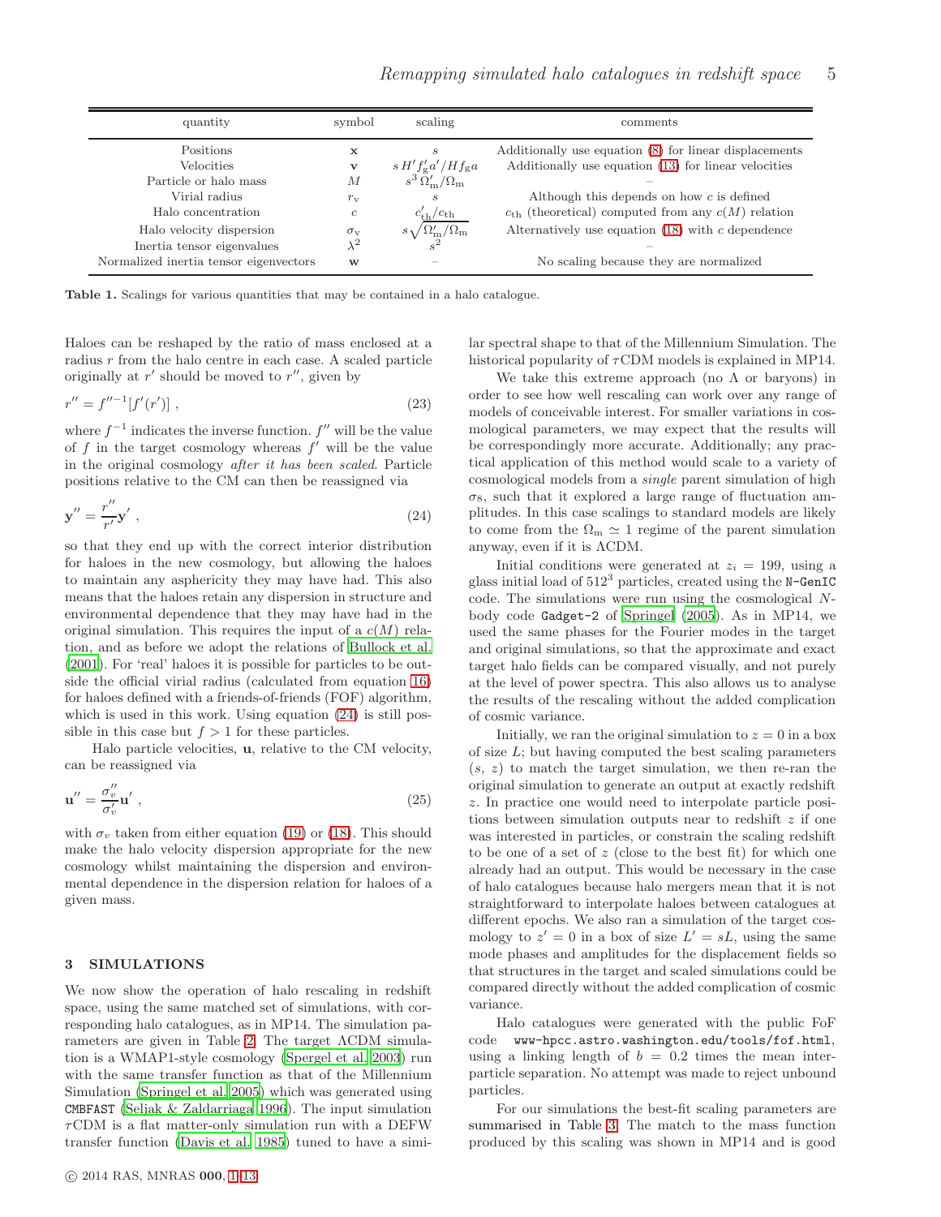| quantity | symbol | scaling | comments |
|---|---|---|---|
| Positions | $\mathbf{x}$ | $s$ | Additionally use equation (8) for linear displacements |
| Velocities | $\mathbf{v}$ | $s\,H' f_{\rm g}' a' / H f_{\rm g} a$ | Additionally use equation (13) for linear velocities |
| Particle or halo mass | $M$ | $s^3\,\Omega_{\rm m}'/\Omega_{\rm m}$ | – |
| Virial radius | $r_{\rm v}$ | $s$ | Although this depends on how $c$ is defined |
| Halo concentration | $c$ | $c_{\rm th}'/c_{\rm th}$ | $c_{\rm th}$ (theoretical) computed from any $c(M)$ relation |
| Halo velocity dispersion | $\sigma_{\rm v}$ | $s\sqrt{\Omega_{\rm m}'/\Omega_{\rm m}}$ | Alternatively use equation (18) with $c$ dependence |
| Inertia tensor eigenvalues | $\lambda^2$ | $s^2$ | – |
| Normalized inertia tensor eigenvectors | $\mathbf{w}$ | – | No scaling because they are normalized |

**Table 1.** Scalings for various quantities that may be contained in a halo catalogue.

Haloes can be reshaped by the ratio of mass enclosed at a radius $r$ from the halo centre in each case. A scaled particle originally at $r'$ should be moved to $r''$, given by

$$r'' = f''^{-1}[f'(r')] \;, \tag{23}$$

where $f^{-1}$ indicates the inverse function. $f''$ will be the value of $f$ in the target cosmology whereas $f'$ will be the value in the original cosmology *after it has been scaled*. Particle positions relative to the CM can then be reassigned via

$$\mathbf{y}'' = \frac{r''}{r'}\mathbf{y}' \;, \tag{24}$$

so that they end up with the correct interior distribution for haloes in the new cosmology, but allowing the haloes to maintain any asphericity they may have had. This also means that the haloes retain any dispersion in structure and environmental dependence that they may have had in the original simulation. This requires the input of a $c(M)$ relation, and as before we adopt the relations of Bullock et al. (2001). For 'real' haloes it is possible for particles to be outside the official virial radius (calculated from equation 16) for haloes defined with a friends-of-friends (FOF) algorithm, which is used in this work. Using equation (24) is still possible in this case but $f > 1$ for these particles.

Halo particle velocities, $\mathbf{u}$, relative to the CM velocity, can be reassigned via

$$\mathbf{u}'' = \frac{\sigma_v''}{\sigma_v'}\mathbf{u}' \;, \tag{25}$$

with $\sigma_v$ taken from either equation (19) or (18). This should make the halo velocity dispersion appropriate for the new cosmology whilst maintaining the dispersion and environmental dependence in the dispersion relation for haloes of a given mass.

## 3 SIMULATIONS

We now show the operation of halo rescaling in redshift space, using the same matched set of simulations, with corresponding halo catalogues, as in MP14. The simulation parameters are given in Table 2. The target ΛCDM simulation is a WMAP1-style cosmology (Spergel et al. 2003) run with the same transfer function as that of the Millennium Simulation (Springel et al. 2005) which was generated using CMBFAST (Seljak & Zaldarriaga 1996). The input simulation τCDM is a flat matter-only simulation run with a DEFW transfer function (Davis et al. 1985) tuned to have a similar spectral shape to that of the Millennium Simulation. The historical popularity of τCDM models is explained in MP14.

We take this extreme approach (no Λ or baryons) in order to see how well rescaling can work over any range of models of conceivable interest. For smaller variations in cosmological parameters, we may expect that the results will be correspondingly more accurate. Additionally; any practical application of this method would scale to a variety of cosmological models from a *single* parent simulation of high $\sigma_8$, such that it explored a large range of fluctuation amplitudes. In this case scalings to standard models are likely to come from the $\Omega_{\rm m} \simeq 1$ regime of the parent simulation anyway, even if it is ΛCDM.

Initial conditions were generated at $z_i = 199$, using a glass initial load of $512^3$ particles, created using the N-GenIC code. The simulations were run using the cosmological $N$-body code Gadget-2 of Springel (2005). As in MP14, we used the same phases for the Fourier modes in the target and original simulations, so that the approximate and exact target halo fields can be compared visually, and not purely at the level of power spectra. This also allows us to analyse the results of the rescaling without the added complication of cosmic variance.

Initially, we ran the original simulation to $z = 0$ in a box of size $L$; but having computed the best scaling parameters $(s,\, z)$ to match the target simulation, we then re-ran the original simulation to generate an output at exactly redshift $z$. In practice one would need to interpolate particle positions between simulation outputs near to redshift $z$ if one was interested in particles, or constrain the scaling redshift to be one of a set of $z$ (close to the best fit) for which one already had an output. This would be necessary in the case of halo catalogues because halo mergers mean that it is not straightforward to interpolate haloes between catalogues at different epochs. We also ran a simulation of the target cosmology to $z' = 0$ in a box of size $L' = sL$, using the same mode phases and amplitudes for the displacement fields so that structures in the target and scaled simulations could be compared directly without the added complication of cosmic variance.

Halo catalogues were generated with the public FoF code www-hpcc.astro.washington.edu/tools/fof.html, using a linking length of $b = 0.2$ times the mean inter-particle separation. No attempt was made to reject unbound particles.

For our simulations the best-fit scaling parameters are summarised in Table 3. The match to the mass function produced by this scaling was shown in MP14 and is good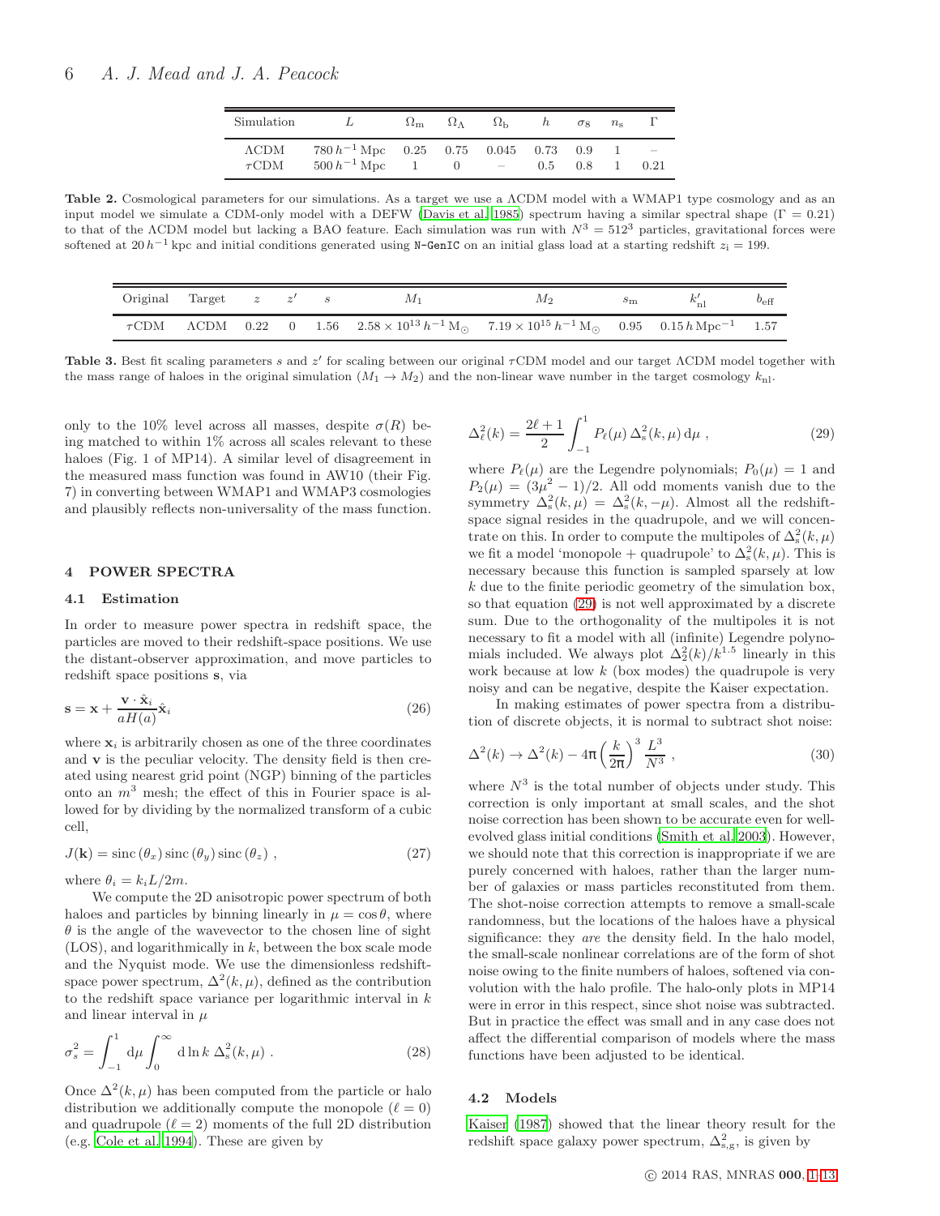| Simulation | $L$ | $\Omega_{\rm m}$ | $\Omega_\Lambda$ | $\Omega_{\rm b}$ | $h$ | $\sigma_8$ | $n_{\rm s}$ | $\Gamma$ |
|---|---|---|---|---|---|---|---|---|
| ΛCDM | $780\,h^{-1}\,{\rm Mpc}$ | 0.25 | 0.75 | 0.045 | 0.73 | 0.9 | 1 | – |
| τCDM | $500\,h^{-1}\,{\rm Mpc}$ | 1 | 0 | – | 0.5 | 0.8 | 1 | 0.21 |

**Table 2.** Cosmological parameters for our simulations. As a target we use a ΛCDM model with a WMAP1 type cosmology and as an input model we simulate a CDM-only model with a DEFW (Davis et al. 1985) spectrum having a similar spectral shape ($\Gamma = 0.21$) to that of the ΛCDM model but lacking a BAO feature. Each simulation was run with $N^3 = 512^3$ particles, gravitational forces were softened at $20\,h^{-1}\,$kpc and initial conditions generated using `N-GenIC` on an initial glass load at a starting redshift $z_{\rm i} = 199$.

| Original | Target | $z$ | $z'$ | $s$ | $M_1$ | $M_2$ | $s_{\rm m}$ | $k'_{\rm nl}$ | $b_{\rm eff}$ |
|---|---|---|---|---|---|---|---|---|---|
| τCDM | ΛCDM | 0.22 | 0 | 1.56 | $2.58\times10^{13}\,h^{-1}\,{\rm M}_\odot$ | $7.19\times10^{15}\,h^{-1}\,{\rm M}_\odot$ | 0.95 | $0.15\,h\,{\rm Mpc}^{-1}$ | 1.57 |

**Table 3.** Best fit scaling parameters $s$ and $z'$ for scaling between our original τCDM model and our target ΛCDM model together with the mass range of haloes in the original simulation ($M_1 \to M_2$) and the non-linear wave number in the target cosmology $k_{\rm nl}$.

only to the 10% level across all masses, despite $\sigma(R)$ being matched to within 1% across all scales relevant to these haloes (Fig. 1 of MP14). A similar level of disagreement in the measured mass function was found in AW10 (their Fig. 7) in converting between WMAP1 and WMAP3 cosmologies and plausibly reflects non-universality of the mass function.

## 4 POWER SPECTRA

### 4.1 Estimation

In order to measure power spectra in redshift space, the particles are moved to their redshift-space positions. We use the distant-observer approximation, and move particles to redshift space positions $\mathbf{s}$, via

$$\mathbf{s} = \mathbf{x} + \frac{\mathbf{v}\cdot\hat{\mathbf{x}}_i}{aH(a)}\hat{\mathbf{x}}_i \qquad (26)$$

where $\mathbf{x}_i$ is arbitrarily chosen as one of the three coordinates and $\mathbf{v}$ is the peculiar velocity. The density field is then created using nearest grid point (NGP) binning of the particles onto an $m^3$ mesh; the effect of this in Fourier space is allowed for by dividing by the normalized transform of a cubic cell,

$$J(\mathbf{k}) = \mathrm{sinc}\,(\theta_x)\,\mathrm{sinc}\,(\theta_y)\,\mathrm{sinc}\,(\theta_z)\ , \qquad (27)$$

where $\theta_i = k_i L/2m$.

We compute the 2D anisotropic power spectrum of both haloes and particles by binning linearly in $\mu = \cos\theta$, where $\theta$ is the angle of the wavevector to the chosen line of sight (LOS), and logarithmically in $k$, between the box scale mode and the Nyquist mode. We use the dimensionless redshift-space power spectrum, $\Delta^2(k,\mu)$, defined as the contribution to the redshift space variance per logarithmic interval in $k$ and linear interval in $\mu$

$$\sigma_s^2 = \int_{-1}^{1}\mathrm{d}\mu\int_0^\infty \mathrm{d}\ln k\ \Delta_{\rm s}^2(k,\mu)\ . \qquad (28)$$

Once $\Delta^2(k,\mu)$ has been computed from the particle or halo distribution we additionally compute the monopole ($\ell = 0$) and quadrupole ($\ell = 2$) moments of the full 2D distribution (e.g. Cole et al. 1994). These are given by

$$\Delta_\ell^2(k) = \frac{2\ell+1}{2}\int_{-1}^{1} P_\ell(\mu)\,\Delta_{\rm s}^2(k,\mu)\,\mathrm{d}\mu\ , \qquad (29)$$

where $P_\ell(\mu)$ are the Legendre polynomials; $P_0(\mu) = 1$ and $P_2(\mu) = (3\mu^2 - 1)/2$. All odd moments vanish due to the symmetry $\Delta_{\rm s}^2(k,\mu) = \Delta_{\rm s}^2(k,-\mu)$. Almost all the redshift-space signal resides in the quadrupole, and we will concentrate on this. In order to compute the multipoles of $\Delta_{\rm s}^2(k,\mu)$ we fit a model 'monopole + quadrupole' to $\Delta_{\rm s}^2(k,\mu)$. This is necessary because this function is sampled sparsely at low $k$ due to the finite periodic geometry of the simulation box, so that equation (29) is not well approximated by a discrete sum. Due to the orthogonality of the multipoles it is not necessary to fit a model with all (infinite) Legendre polynomials included. We always plot $\Delta_2^2(k)/k^{1.5}$ linearly in this work because at low $k$ (box modes) the quadrupole is very noisy and can be negative, despite the Kaiser expectation.

In making estimates of power spectra from a distribution of discrete objects, it is normal to subtract shot noise:

$$\Delta^2(k) \to \Delta^2(k) - 4\pi\left(\frac{k}{2\pi}\right)^3\frac{L^3}{N^3}\ , \qquad (30)$$

where $N^3$ is the total number of objects under study. This correction is only important at small scales, and the shot noise correction has been shown to be accurate even for well-evolved glass initial conditions (Smith et al. 2003). However, we should note that this correction is inappropriate if we are purely concerned with haloes, rather than the larger number of galaxies or mass particles reconstituted from them. The shot-noise correction attempts to remove a small-scale randomness, but the locations of the haloes have a physical significance: they *are* the density field. In the halo model, the small-scale nonlinear correlations are of the form of shot noise owing to the finite numbers of haloes, softened via convolution with the halo profile. The halo-only plots in MP14 were in error in this respect, since shot noise was subtracted. But in practice the effect was small and in any case does not affect the differential comparison of models where the mass functions have been adjusted to be identical.

### 4.2 Models

Kaiser (1987) showed that the linear theory result for the redshift space galaxy power spectrum, $\Delta_{\rm s,g}^2$, is given by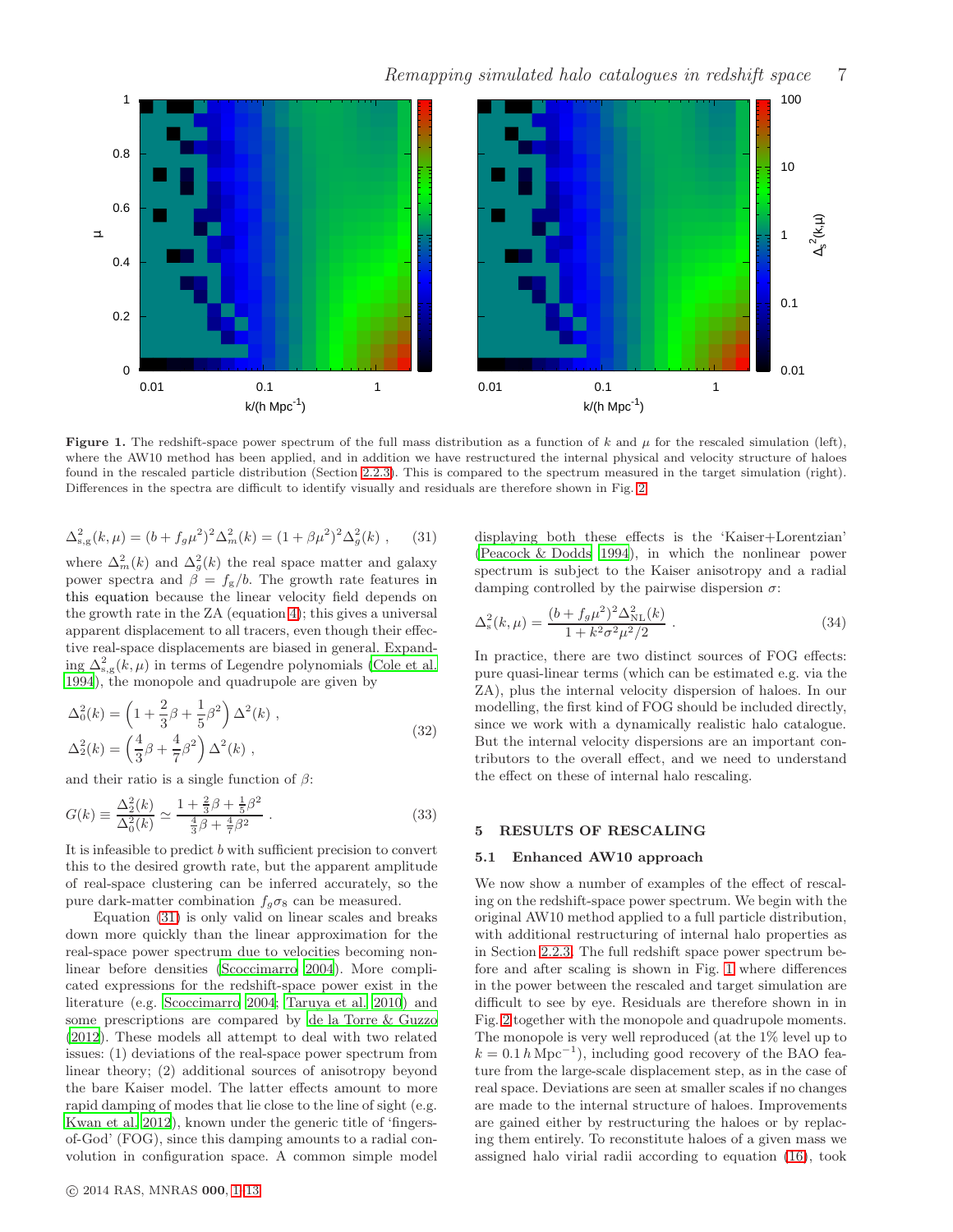**Figure 1.** The redshift-space power spectrum of the full mass distribution as a function of $k$ and $\mu$ for the rescaled simulation (left), where the AW10 method has been applied, and in addition we have restructured the internal physical and velocity structure of haloes found in the rescaled particle distribution (Section 2.2.3). This is compared to the spectrum measured in the target simulation (right). Differences in the spectra are difficult to identify visually and residuals are therefore shown in Fig. 2.

$$\Delta^2_{\mathrm{s,g}}(k,\mu) = (b + f_g\mu^2)^2\Delta^2_m(k) = (1+\beta\mu^2)^2\Delta^2_g(k) \ , \qquad (31)$$

where $\Delta^2_m(k)$ and $\Delta^2_g(k)$ the real space matter and galaxy power spectra and $\beta = f_{\mathrm{g}}/b$. The growth rate features in this equation because the linear velocity field depends on the growth rate in the ZA (equation 4); this gives a universal apparent displacement to all tracers, even though their effective real-space displacements are biased in general. Expanding $\Delta^2_{\mathrm{s,g}}(k,\mu)$ in terms of Legendre polynomials (Cole et al. 1994), the monopole and quadrupole are given by

$$\begin{aligned}\Delta^2_0(k) &= \left(1 + \frac{2}{3}\beta + \frac{1}{5}\beta^2\right)\Delta^2(k) \ , \\ \Delta^2_2(k) &= \left(\frac{4}{3}\beta + \frac{4}{7}\beta^2\right)\Delta^2(k) \ ,\end{aligned} \qquad (32)$$

and their ratio is a single function of $\beta$:

$$G(k) \equiv \frac{\Delta^2_2(k)}{\Delta^2_0(k)} \simeq \frac{1+\frac{2}{3}\beta+\frac{1}{5}\beta^2}{\frac{4}{3}\beta+\frac{4}{7}\beta^2} \ . \qquad (33)$$

It is infeasible to predict $b$ with sufficient precision to convert this to the desired growth rate, but the apparent amplitude of real-space clustering can be inferred accurately, so the pure dark-matter combination $f_g\sigma_8$ can be measured.

Equation (31) is only valid on linear scales and breaks down more quickly than the linear approximation for the real-space power spectrum due to velocities becoming nonlinear before densities (Scoccimarro 2004). More complicated expressions for the redshift-space power exist in the literature (e.g. Scoccimarro 2004; Taruya et al. 2010) and some prescriptions are compared by de la Torre & Guzzo (2012). These models all attempt to deal with two related issues: (1) deviations of the real-space power spectrum from linear theory; (2) additional sources of anisotropy beyond the bare Kaiser model. The latter effects amount to more rapid damping of modes that lie close to the line of sight (e.g. Kwan et al. 2012), known under the generic title of 'fingers-of-God' (FOG), since this damping amounts to a radial convolution in configuration space. A common simple model displaying both these effects is the 'Kaiser+Lorentzian' (Peacock & Dodds 1994), in which the nonlinear power spectrum is subject to the Kaiser anisotropy and a radial damping controlled by the pairwise dispersion $\sigma$:

$$\Delta^2_{\mathrm{s}}(k,\mu) = \frac{(b+f_g\mu^2)^2\Delta^2_{\mathrm{NL}}(k)}{1+k^2\sigma^2\mu^2/2} \ . \qquad (34)$$

In practice, there are two distinct sources of FOG effects: pure quasi-linear terms (which can be estimated e.g. via the ZA), plus the internal velocity dispersion of haloes. In our modelling, the first kind of FOG should be included directly, since we work with a dynamically realistic halo catalogue. But the internal velocity dispersions are an important contributors to the overall effect, and we need to understand the effect on these of internal halo rescaling.

## 5 RESULTS OF RESCALING

### 5.1 Enhanced AW10 approach

We now show a number of examples of the effect of rescaling on the redshift-space power spectrum. We begin with the original AW10 method applied to a full particle distribution, with additional restructuring of internal halo properties as in Section 2.2.3. The full redshift space power spectrum before and after scaling is shown in Fig. 1 where differences in the power between the rescaled and target simulation are difficult to see by eye. Residuals are therefore shown in in Fig. 2 together with the monopole and quadrupole moments. The monopole is very well reproduced (at the 1% level up to $k = 0.1\,h\,\mathrm{Mpc}^{-1}$), including good recovery of the BAO feature from the large-scale displacement step, as in the case of real space. Deviations are seen at smaller scales if no changes are made to the internal structure of haloes. Improvements are gained either by restructuring the haloes or by replacing them entirely. To reconstitute haloes of a given mass we assigned halo virial radii according to equation (16), took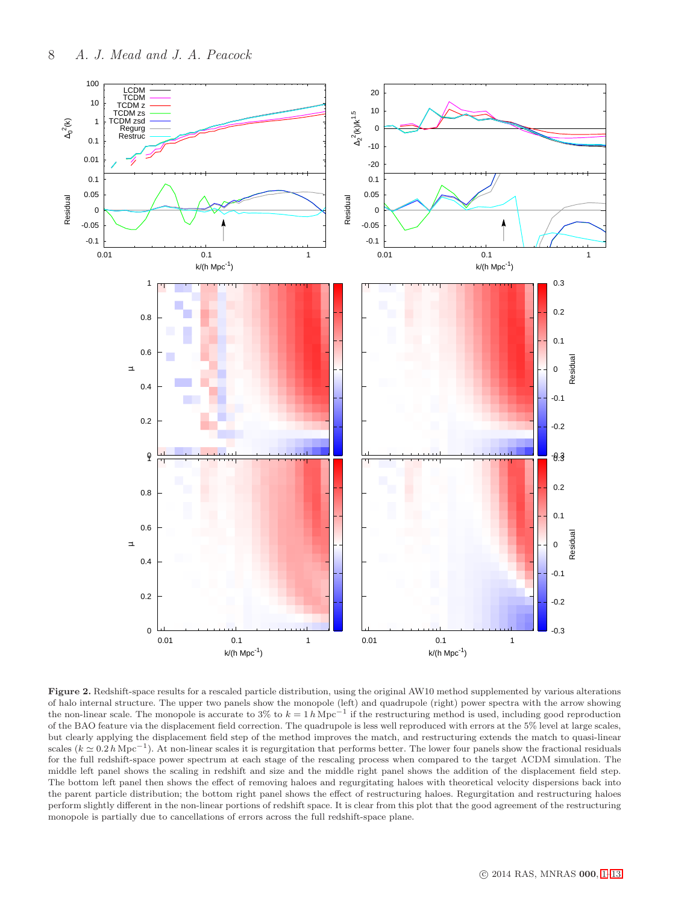**Figure 2.** Redshift-space results for a rescaled particle distribution, using the original AW10 method supplemented by various alterations of halo internal structure. The upper two panels show the monopole (left) and quadrupole (right) power spectra with the arrow showing the non-linear scale. The monopole is accurate to 3% to $k = 1\,h\,\mathrm{Mpc}^{-1}$ if the restructuring method is used, including good reproduction of the BAO feature via the displacement field correction. The quadrupole is less well reproduced with errors at the 5% level at large scales, but clearly applying the displacement field step of the method improves the match, and restructuring extends the match to quasi-linear scales ($k \simeq 0.2\,h\,\mathrm{Mpc}^{-1}$). At non-linear scales it is regurgitation that performs better. The lower four panels show the fractional residuals for the full redshift-space power spectrum at each stage of the rescaling process when compared to the target ΛCDM simulation. The middle left panel shows the scaling in redshift and size and the middle right panel shows the addition of the displacement field step. The bottom left panel then shows the effect of removing haloes and regurgitating haloes with theoretical velocity dispersions back into the parent particle distribution; the bottom right panel shows the effect of restructuring haloes. Regurgitation and restructuring haloes perform slightly different in the non-linear portions of redshift space. It is clear from this plot that the good agreement of the restructuring monopole is partially due to cancellations of errors across the full redshift-space plane.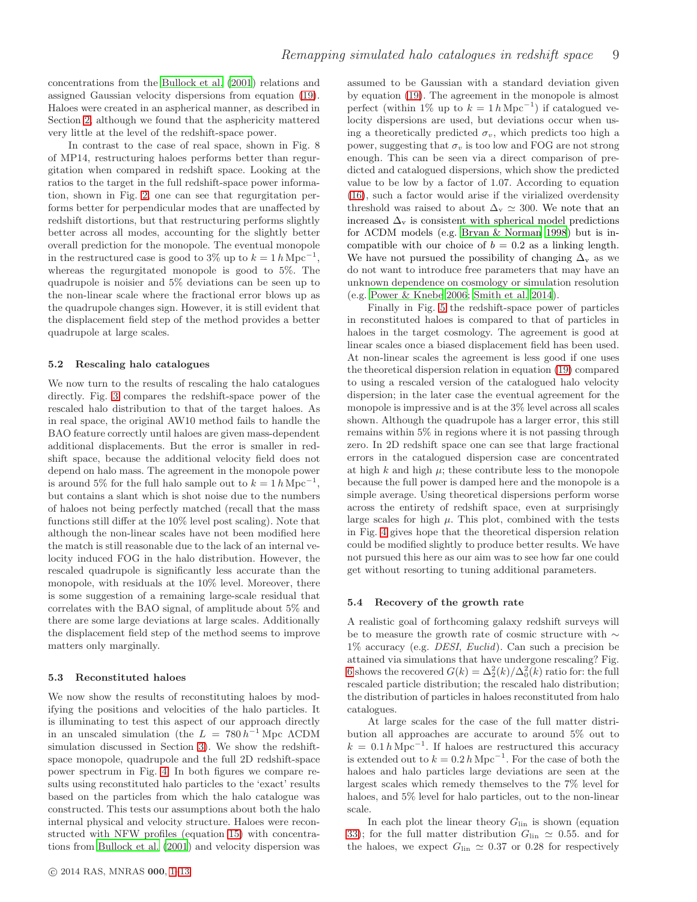concentrations from the Bullock et al. (2001) relations and assigned Gaussian velocity dispersions from equation (19). Haloes were created in an aspherical manner, as described in Section 2, although we found that the asphericity mattered very little at the level of the redshift-space power.

In contrast to the case of real space, shown in Fig. 8 of MP14, restructuring haloes performs better than regurgitation when compared in redshift space. Looking at the ratios to the target in the full redshift-space power information, shown in Fig. 2, one can see that regurgitation performs better for perpendicular modes that are unaffected by redshift distortions, but that restructuring performs slightly better across all modes, accounting for the slightly better overall prediction for the monopole. The eventual monopole in the restructured case is good to 3% up to $k = 1\,h\,\mathrm{Mpc}^{-1}$, whereas the regurgitated monopole is good to 5%. The quadrupole is noisier and 5% deviations can be seen up to the non-linear scale where the fractional error blows up as the quadrupole changes sign. However, it is still evident that the displacement field step of the method provides a better quadrupole at large scales.

### 5.2 Rescaling halo catalogues

We now turn to the results of rescaling the halo catalogues directly. Fig. 3 compares the redshift-space power of the rescaled halo distribution to that of the target haloes. As in real space, the original AW10 method fails to handle the BAO feature correctly until haloes are given mass-dependent additional displacements. But the error is smaller in redshift space, because the additional velocity field does not depend on halo mass. The agreement in the monopole power is around 5% for the full halo sample out to $k = 1\,h\,\mathrm{Mpc}^{-1}$, but contains a slant which is shot noise due to the numbers of haloes not being perfectly matched (recall that the mass functions still differ at the 10% level post scaling). Note that although the non-linear scales have not been modified here the match is still reasonable due to the lack of an internal velocity induced FOG in the halo distribution. However, the rescaled quadrupole is significantly less accurate than the monopole, with residuals at the 10% level. Moreover, there is some suggestion of a remaining large-scale residual that correlates with the BAO signal, of amplitude about 5% and there are some large deviations at large scales. Additionally the displacement field step of the method seems to improve matters only marginally.

### 5.3 Reconstituted haloes

We now show the results of reconstituting haloes by modifying the positions and velocities of the halo particles. It is illuminating to test this aspect of our approach directly in an unscaled simulation (the $L = 780\,h^{-1}\,\mathrm{Mpc}$ ΛCDM simulation discussed in Section 3). We show the redshift-space monopole, quadrupole and the full 2D redshift-space power spectrum in Fig. 4. In both figures we compare results using reconstituted halo particles to the 'exact' results based on the particles from which the halo catalogue was constructed. This tests our assumptions about both the halo internal physical and velocity structure. Haloes were reconstructed with NFW profiles (equation 15) with concentrations from Bullock et al. (2001) and velocity dispersion was assumed to be Gaussian with a standard deviation given by equation (19). The agreement in the monopole is almost perfect (within 1% up to $k = 1\,h\,\mathrm{Mpc}^{-1}$) if catalogued velocity dispersions are used, but deviations occur when using a theoretically predicted $\sigma_v$, which predicts too high a power, suggesting that $\sigma_v$ is too low and FOG are not strong enough. This can be seen via a direct comparison of predicted and catalogued dispersions, which show the predicted value to be low by a factor of 1.07. According to equation (16), such a factor would arise if the virialized overdensity threshold was raised to about $\Delta_{\mathrm{v}} \simeq 300$. We note that an increased $\Delta_{\mathrm{v}}$ is consistent with spherical model predictions for ΛCDM models (e.g. Bryan & Norman 1998) but is incompatible with our choice of $b = 0.2$ as a linking length. We have not pursued the possibility of changing $\Delta_{\mathrm{v}}$ as we do not want to introduce free parameters that may have an unknown dependence on cosmology or simulation resolution (e.g. Power & Knebe 2006; Smith et al. 2014).

Finally in Fig. 5 the redshift-space power of particles in reconstituted haloes is compared to that of particles in haloes in the target cosmology. The agreement is good at linear scales once a biased displacement field has been used. At non-linear scales the agreement is less good if one uses the theoretical dispersion relation in equation (19) compared to using a rescaled version of the catalogued halo velocity dispersion; in the later case the eventual agreement for the monopole is impressive and is at the 3% level across all scales shown. Although the quadrupole has a larger error, this still remains within 5% in regions where it is not passing through zero. In 2D redshift space one can see that large fractional errors in the catalogued dispersion case are concentrated at high $k$ and high $\mu$; these contribute less to the monopole because the full power is damped here and the monopole is a simple average. Using theoretical dispersions perform worse across the entirety of redshift space, even at surprisingly large scales for high $\mu$. This plot, combined with the tests in Fig. 4 gives hope that the theoretical dispersion relation could be modified slightly to produce better results. We have not pursued this here as our aim was to see how far one could get without resorting to tuning additional parameters.

### 5.4 Recovery of the growth rate

A realistic goal of forthcoming galaxy redshift surveys will be to measure the growth rate of cosmic structure with $\sim 1\%$ accuracy (e.g. *DESI*, *Euclid*). Can such a precision be attained via simulations that have undergone rescaling? Fig. 6 shows the recovered $G(k) = \Delta_2^2(k)/\Delta_0^2(k)$ ratio for: the full rescaled particle distribution; the rescaled halo distribution; the distribution of particles in haloes reconstituted from halo catalogues.

At large scales for the case of the full matter distribution all approaches are accurate to around 5% out to $k = 0.1\,h\,\mathrm{Mpc}^{-1}$. If haloes are restructured this accuracy is extended out to $k = 0.2\,h\,\mathrm{Mpc}^{-1}$. For the case of both the haloes and halo particles large deviations are seen at the largest scales which remedy themselves to the 7% level for haloes, and 5% level for halo particles, out to the non-linear scale.

In each plot the linear theory $G_{\mathrm{lin}}$ is shown (equation 33); for the full matter distribution $G_{\mathrm{lin}} \simeq 0.55$. and for the haloes, we expect $G_{\mathrm{lin}} \simeq 0.37$ or 0.28 for respectively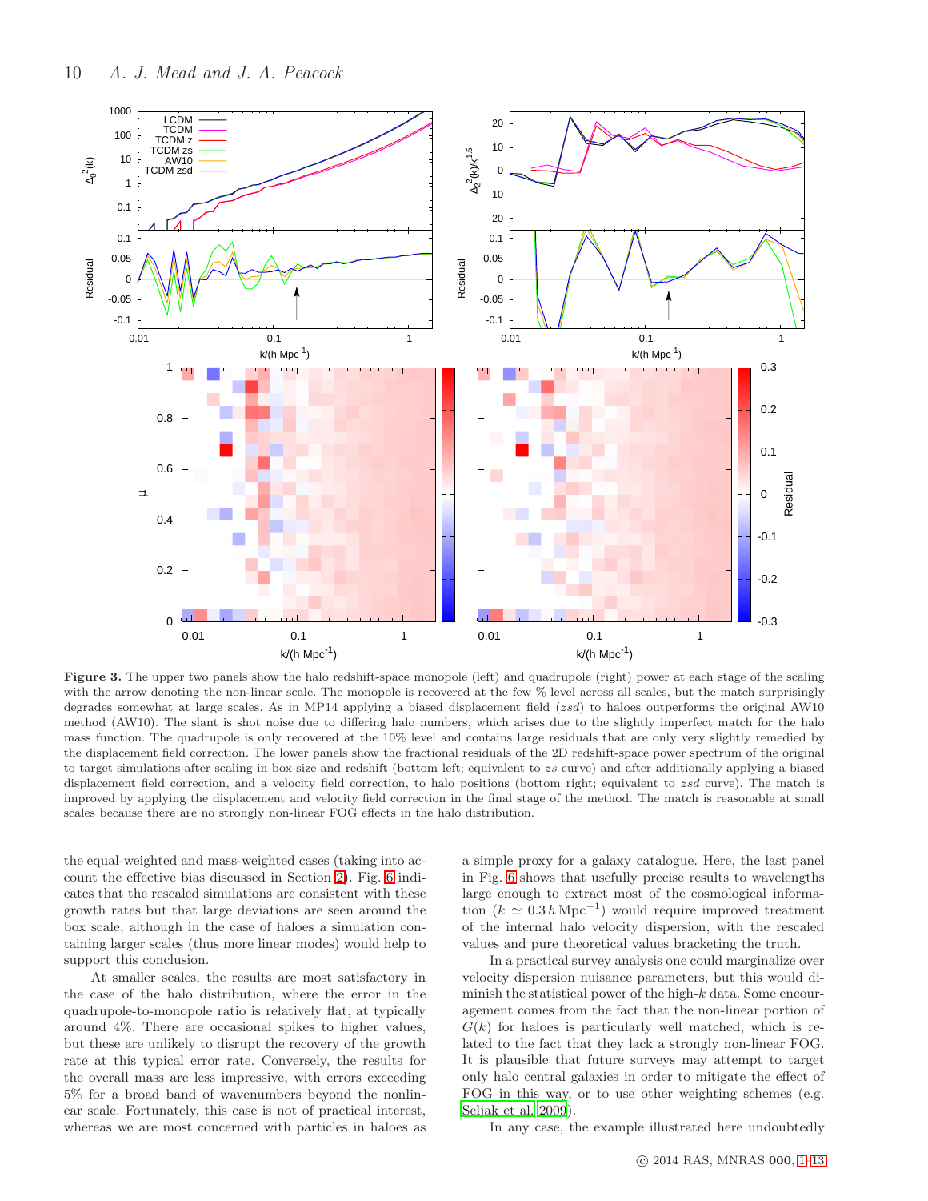**Figure 3.** The upper two panels show the halo redshift-space monopole (left) and quadrupole (right) power at each stage of the scaling with the arrow denoting the non-linear scale. The monopole is recovered at the few % level across all scales, but the match surprisingly degrades somewhat at large scales. As in MP14 applying a biased displacement field (*zsd*) to haloes outperforms the original AW10 method (AW10). The slant is shot noise due to differing halo numbers, which arises due to the slightly imperfect match for the halo mass function. The quadrupole is only recovered at the 10% level and contains large residuals that are only very slightly remedied by the displacement field correction. The lower panels show the fractional residuals of the 2D redshift-space power spectrum of the original to target simulations after scaling in box size and redshift (bottom left; equivalent to *zs* curve) and after additionally applying a biased displacement field correction, and a velocity field correction, to halo positions (bottom right; equivalent to *zsd* curve). The match is improved by applying the displacement and velocity field correction in the final stage of the method. The match is reasonable at small scales because there are no strongly non-linear FOG effects in the halo distribution.

the equal-weighted and mass-weighted cases (taking into account the effective bias discussed in Section 2). Fig. 6 indicates that the rescaled simulations are consistent with these growth rates but that large deviations are seen around the box scale, although in the case of haloes a simulation containing larger scales (thus more linear modes) would help to support this conclusion.

At smaller scales, the results are most satisfactory in the case of the halo distribution, where the error in the quadrupole-to-monopole ratio is relatively flat, at typically around 4%. There are occasional spikes to higher values, but these are unlikely to disrupt the recovery of the growth rate at this typical error rate. Conversely, the results for the overall mass are less impressive, with errors exceeding 5% for a broad band of wavenumbers beyond the nonlinear scale. Fortunately, this case is not of practical interest, whereas we are most concerned with particles in haloes as a simple proxy for a galaxy catalogue. Here, the last panel in Fig. 6 shows that usefully precise results to wavelengths large enough to extract most of the cosmological information ($k \simeq 0.3\,h\,\mathrm{Mpc}^{-1}$) would require improved treatment of the internal halo velocity dispersion, with the rescaled values and pure theoretical values bracketing the truth.

In a practical survey analysis one could marginalize over velocity dispersion nuisance parameters, but this would diminish the statistical power of the high-$k$ data. Some encouragement comes from the fact that the non-linear portion of $G(k)$ for haloes is particularly well matched, which is related to the fact that they lack a strongly non-linear FOG. It is plausible that future surveys may attempt to target only halo central galaxies in order to mitigate the effect of FOG in this way, or to use other weighting schemes (e.g. Seljak et al. 2009).

In any case, the example illustrated here undoubtedly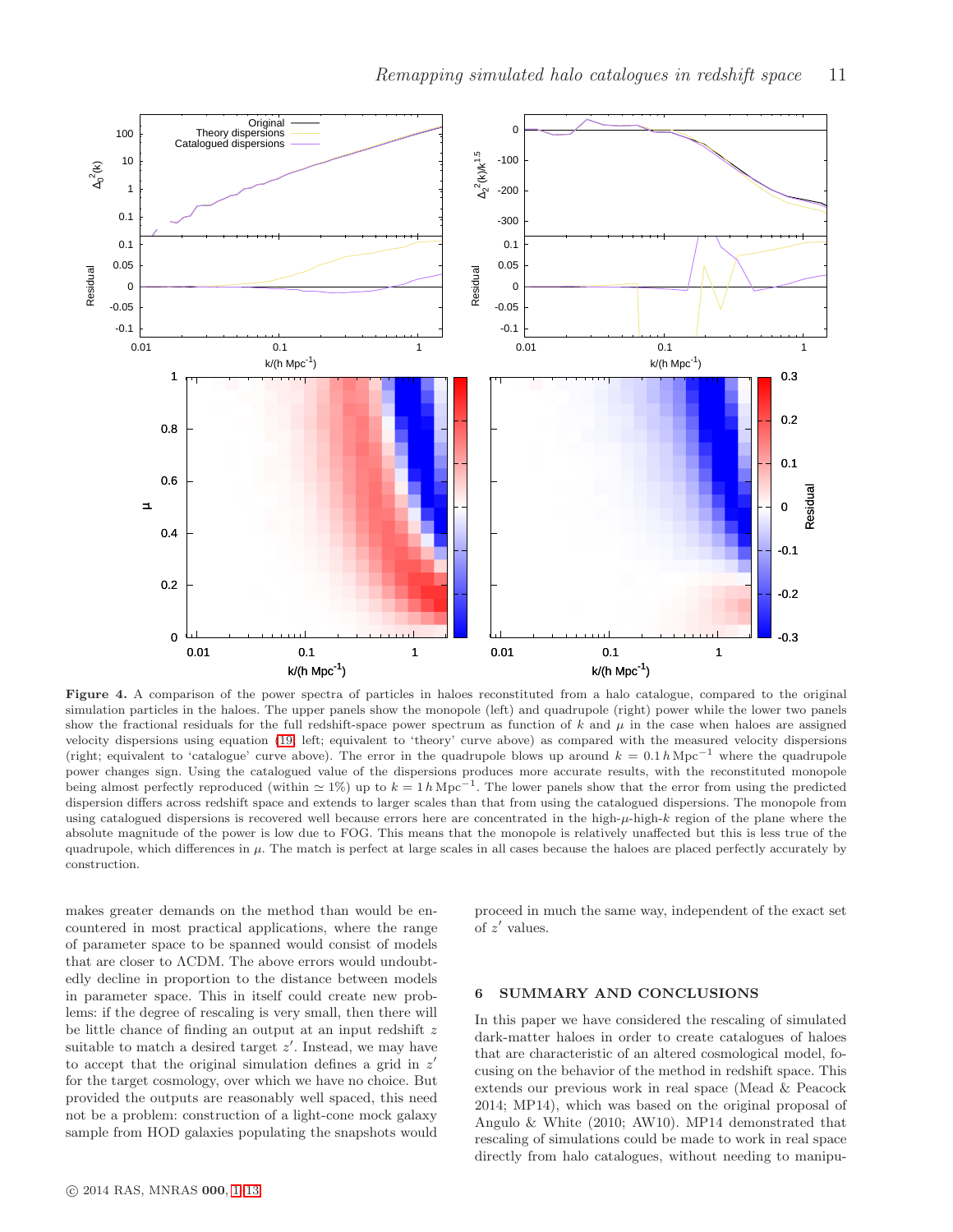**Figure 4.** A comparison of the power spectra of particles in haloes reconstituted from a halo catalogue, compared to the original simulation particles in the haloes. The upper panels show the monopole (left) and quadrupole (right) power while the lower two panels show the fractional residuals for the full redshift-space power spectrum as function of $k$ and $\mu$ in the case when haloes are assigned velocity dispersions using equation (19; left; equivalent to 'theory' curve above) as compared with the measured velocity dispersions (right; equivalent to 'catalogue' curve above). The error in the quadrupole blows up around $k = 0.1\,h\,\mathrm{Mpc}^{-1}$ where the quadrupole power changes sign. Using the catalogued value of the dispersions produces more accurate results, with the reconstituted monopole being almost perfectly reproduced (within $\simeq 1\%$) up to $k = 1\,h\,\mathrm{Mpc}^{-1}$. The lower panels show that the error from using the predicted dispersion differs across redshift space and extends to larger scales than that from using the catalogued dispersions. The monopole from using catalogued dispersions is recovered well because errors here are concentrated in the high-$\mu$-high-$k$ region of the plane where the absolute magnitude of the power is low due to FOG. This means that the monopole is relatively unaffected but this is less true of the quadrupole, which differences in $\mu$. The match is perfect at large scales in all cases because the haloes are placed perfectly accurately by construction.

makes greater demands on the method than would be encountered in most practical applications, where the range of parameter space to be spanned would consist of models that are closer to ΛCDM. The above errors would undoubtedly decline in proportion to the distance between models in parameter space. This in itself could create new problems: if the degree of rescaling is very small, then there will be little chance of finding an output at an input redshift $z$ suitable to match a desired target $z'$. Instead, we may have to accept that the original simulation defines a grid in $z'$ for the target cosmology, over which we have no choice. But provided the outputs are reasonably well spaced, this need not be a problem: construction of a light-cone mock galaxy sample from HOD galaxies populating the snapshots would proceed in much the same way, independent of the exact set of $z'$ values.

## 6 SUMMARY AND CONCLUSIONS

In this paper we have considered the rescaling of simulated dark-matter haloes in order to create catalogues of haloes that are characteristic of an altered cosmological model, focusing on the behavior of the method in redshift space. This extends our previous work in real space (Mead & Peacock 2014; MP14), which was based on the original proposal of Angulo & White (2010; AW10). MP14 demonstrated that rescaling of simulations could be made to work in real space directly from halo catalogues, without needing to manipu-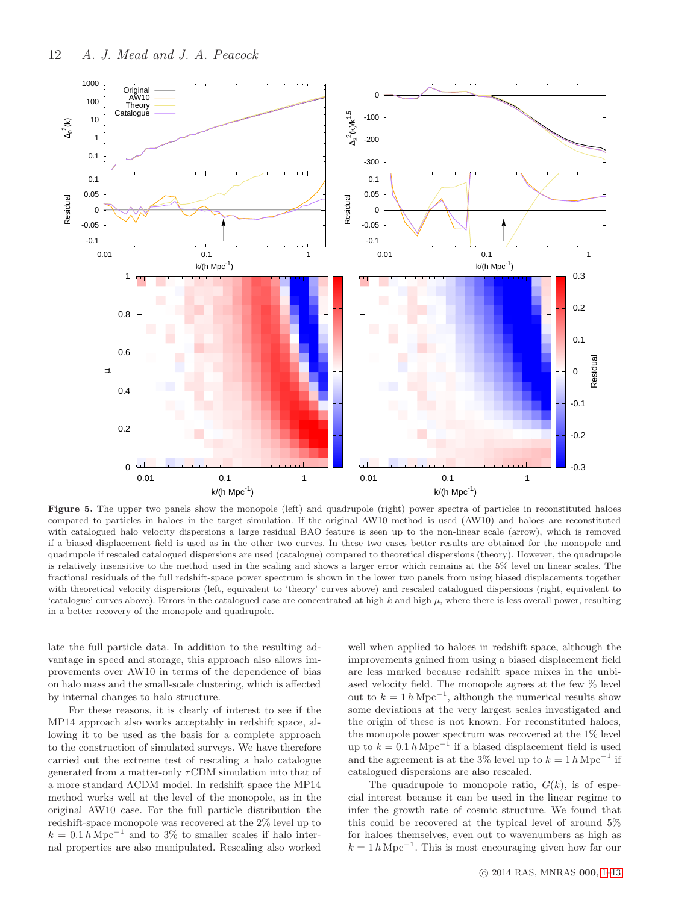**Figure 5.** The upper two panels show the monopole (left) and quadrupole (right) power spectra of particles in reconstituted haloes compared to particles in haloes in the target simulation. If the original AW10 method is used (AW10) and haloes are reconstituted with catalogued halo velocity dispersions a large residual BAO feature is seen up to the non-linear scale (arrow), which is removed if a biased displacement field is used as in the other two curves. In these two cases better results are obtained for the monopole and quadrupole if rescaled catalogued dispersions are used (catalogue) compared to theoretical dispersions (theory). However, the quadrupole is relatively insensitive to the method used in the scaling and shows a larger error which remains at the 5% level on linear scales. The fractional residuals of the full redshift-space power spectrum is shown in the lower two panels from using biased displacements together with theoretical velocity dispersions (left, equivalent to 'theory' curves above) and rescaled catalogued dispersions (right, equivalent to 'catalogue' curves above). Errors in the catalogued case are concentrated at high $k$ and high $\mu$, where there is less overall power, resulting in a better recovery of the monopole and quadrupole.

late the full particle data. In addition to the resulting advantage in speed and storage, this approach also allows improvements over AW10 in terms of the dependence of bias on halo mass and the small-scale clustering, which is affected by internal changes to halo structure.

For these reasons, it is clearly of interest to see if the MP14 approach also works acceptably in redshift space, allowing it to be used as the basis for a complete approach to the construction of simulated surveys. We have therefore carried out the extreme test of rescaling a halo catalogue generated from a matter-only $\tau$CDM simulation into that of a more standard ΛCDM model. In redshift space the MP14 method works well at the level of the monopole, as in the original AW10 case. For the full particle distribution the redshift-space monopole was recovered at the 2% level up to $k = 0.1\,h\,\mathrm{Mpc}^{-1}$ and to 3% to smaller scales if halo internal properties are also manipulated. Rescaling also worked well when applied to haloes in redshift space, although the improvements gained from using a biased displacement field are less marked because redshift space mixes in the unbiased velocity field. The monopole agrees at the few % level out to $k = 1\,h\,\mathrm{Mpc}^{-1}$, although the numerical results show some deviations at the very largest scales investigated and the origin of these is not known. For reconstituted haloes, the monopole power spectrum was recovered at the 1% level up to $k = 0.1\,h\,\mathrm{Mpc}^{-1}$ if a biased displacement field is used and the agreement is at the 3% level up to $k = 1\,h\,\mathrm{Mpc}^{-1}$ if catalogued dispersions are also rescaled.

The quadrupole to monopole ratio, $G(k)$, is of especial interest because it can be used in the linear regime to infer the growth rate of cosmic structure. We found that this could be recovered at the typical level of around 5% for haloes themselves, even out to wavenumbers as high as $k = 1\,h\,\mathrm{Mpc}^{-1}$. This is most encouraging given how far our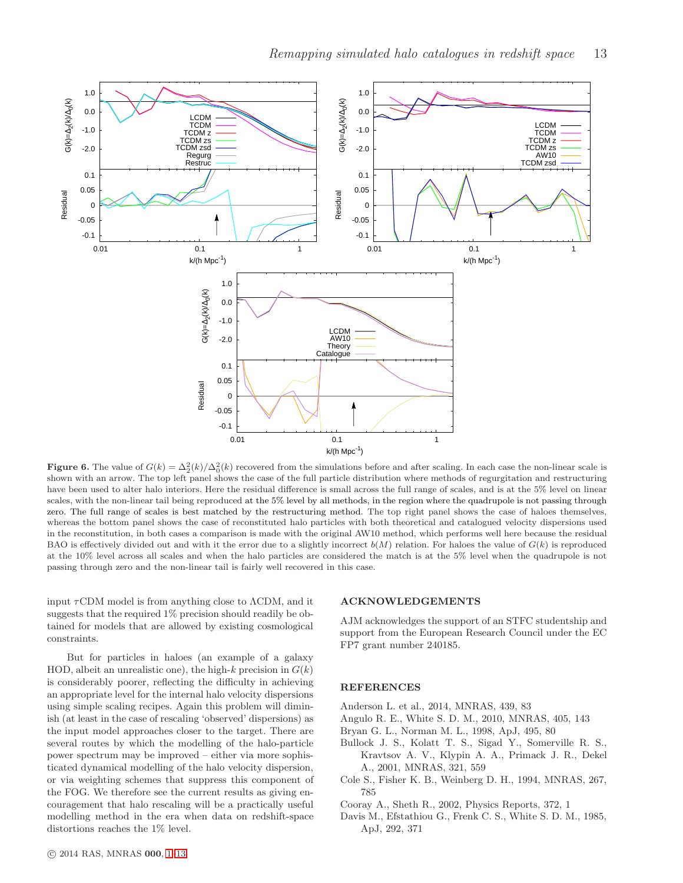**Figure 6.** The value of $G(k) = \Delta_2^2(k)/\Delta_0^2(k)$ recovered from the simulations before and after scaling. In each case the non-linear scale is shown with an arrow. The top left panel shows the case of the full particle distribution where methods of regurgitation and restructuring have been used to alter halo interiors. Here the residual difference is small across the full range of scales, and is at the 5% level on linear scales, with the non-linear tail being reproduced at the 5% level by all methods, in the region where the quadrupole is not passing through zero. The full range of scales is best matched by the restructuring method. The top right panel shows the case of haloes themselves, whereas the bottom panel shows the case of reconstituted halo particles with both theoretical and catalogued velocity dispersions used in the reconstitution, in both cases a comparison is made with the original AW10 method, which performs well here because the residual BAO is effectively divided out and with it the error due to a slightly incorrect $b(M)$ relation. For haloes the value of $G(k)$ is reproduced at the 10% level across all scales and when the halo particles are considered the match is at the 5% level when the quadrupole is not passing through zero and the non-linear tail is fairly well recovered in this case.

input $\tau$CDM model is from anything close to $\Lambda$CDM, and it suggests that the required 1% precision should readily be obtained for models that are allowed by existing cosmological constraints.

But for particles in haloes (an example of a galaxy HOD, albeit an unrealistic one), the high-$k$ precision in $G(k)$ is considerably poorer, reflecting the difficulty in achieving an appropriate level for the internal halo velocity dispersions using simple scaling recipes. Again this problem will diminish (at least in the case of rescaling 'observed' dispersions) as the input model approaches closer to the target. There are several routes by which the modelling of the halo-particle power spectrum may be improved – either via more sophisticated dynamical modelling of the halo velocity dispersion, or via weighting schemes that suppress this component of the FOG. We therefore see the current results as giving encouragement that halo rescaling will be a practically useful modelling method in the era when data on redshift-space distortions reaches the 1% level.

## ACKNOWLEDGEMENTS

AJM acknowledges the support of an STFC studentship and support from the European Research Council under the EC FP7 grant number 240185.

## REFERENCES

Anderson L. et al., 2014, MNRAS, 439, 83

Angulo R. E., White S. D. M., 2010, MNRAS, 405, 143

Bryan G. L., Norman M. L., 1998, ApJ, 495, 80

Bullock J. S., Kolatt T. S., Sigad Y., Somerville R. S., Kravtsov A. V., Klypin A. A., Primack J. R., Dekel A., 2001, MNRAS, 321, 559

Cole S., Fisher K. B., Weinberg D. H., 1994, MNRAS, 267, 785

Cooray A., Sheth R., 2002, Physics Reports, 372, 1

Davis M., Efstathiou G., Frenk C. S., White S. D. M., 1985, ApJ, 292, 371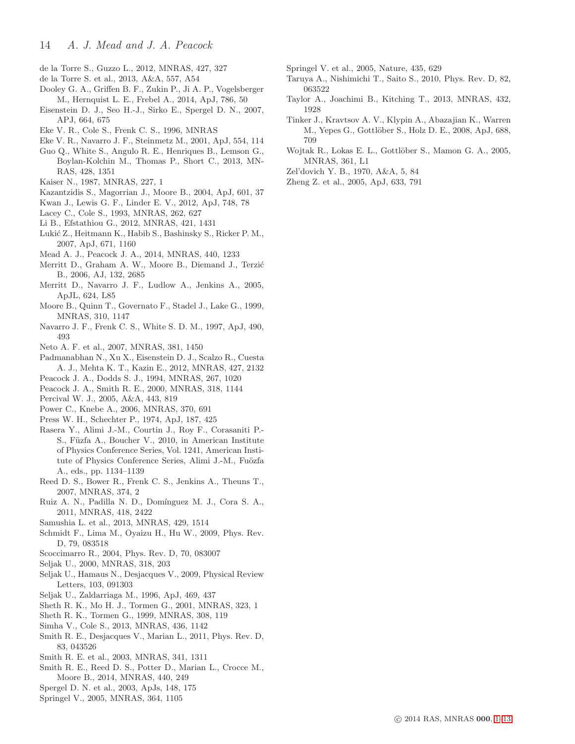de la Torre S., Guzzo L., 2012, MNRAS, 427, 327

de la Torre S. et al., 2013, A&A, 557, A54

Dooley G. A., Griffen B. F., Zukin P., Ji A. P., Vogelsberger M., Hernquist L. E., Frebel A., 2014, ApJ, 786, 50

Eisenstein D. J., Seo H.-J., Sirko E., Spergel D. N., 2007, APJ, 664, 675

Eke V. R., Cole S., Frenk C. S., 1996, MNRAS

Eke V. R., Navarro J. F., Steinmetz M., 2001, ApJ, 554, 114

Guo Q., White S., Angulo R. E., Henriques B., Lemson G., Boylan-Kolchin M., Thomas P., Short C., 2013, MNRAS, 428, 1351

Kaiser N., 1987, MNRAS, 227, 1

Kazantzidis S., Magorrian J., Moore B., 2004, ApJ, 601, 37

Kwan J., Lewis G. F., Linder E. V., 2012, ApJ, 748, 78

Lacey C., Cole S., 1993, MNRAS, 262, 627

Li B., Efstathiou G., 2012, MNRAS, 421, 1431

Lukić Z., Heitmann K., Habib S., Bashinsky S., Ricker P. M., 2007, ApJ, 671, 1160

Mead A. J., Peacock J. A., 2014, MNRAS, 440, 1233

Merritt D., Graham A. W., Moore B., Diemand J., Terzić B., 2006, AJ, 132, 2685

Merritt D., Navarro J. F., Ludlow A., Jenkins A., 2005, ApJL, 624, L85

Moore B., Quinn T., Governato F., Stadel J., Lake G., 1999, MNRAS, 310, 1147

Navarro J. F., Frenk C. S., White S. D. M., 1997, ApJ, 490, 493

Neto A. F. et al., 2007, MNRAS, 381, 1450

Padmanabhan N., Xu X., Eisenstein D. J., Scalzo R., Cuesta A. J., Mehta K. T., Kazin E., 2012, MNRAS, 427, 2132

Peacock J. A., Dodds S. J., 1994, MNRAS, 267, 1020

Peacock J. A., Smith R. E., 2000, MNRAS, 318, 1144

Percival W. J., 2005, A&A, 443, 819

Power C., Knebe A., 2006, MNRAS, 370, 691

Press W. H., Schechter P., 1974, ApJ, 187, 425

Rasera Y., Alimi J.-M., Courtin J., Roy F., Corasaniti P.-S., Füzfa A., Boucher V., 2010, in American Institute of Physics Conference Series, Vol. 1241, American Institute of Physics Conference Series, Alimi J.-M., Fuözfa A., eds., pp. 1134–1139

Reed D. S., Bower R., Frenk C. S., Jenkins A., Theuns T., 2007, MNRAS, 374, 2

Ruiz A. N., Padilla N. D., Domínguez M. J., Cora S. A., 2011, MNRAS, 418, 2422

Samushia L. et al., 2013, MNRAS, 429, 1514

Schmidt F., Lima M., Oyaizu H., Hu W., 2009, Phys. Rev. D, 79, 083518

Scoccimarro R., 2004, Phys. Rev. D, 70, 083007

Seljak U., 2000, MNRAS, 318, 203

Seljak U., Hamaus N., Desjacques V., 2009, Physical Review Letters, 103, 091303

Seljak U., Zaldarriaga M., 1996, ApJ, 469, 437

Sheth R. K., Mo H. J., Tormen G., 2001, MNRAS, 323, 1

Sheth R. K., Tormen G., 1999, MNRAS, 308, 119

Simha V., Cole S., 2013, MNRAS, 436, 1142

Smith R. E., Desjacques V., Marian L., 2011, Phys. Rev. D, 83, 043526

Smith R. E. et al., 2003, MNRAS, 341, 1311

Smith R. E., Reed D. S., Potter D., Marian L., Crocce M., Moore B., 2014, MNRAS, 440, 249

Spergel D. N. et al., 2003, ApJs, 148, 175

Springel V., 2005, MNRAS, 364, 1105

Springel V. et al., 2005, Nature, 435, 629

Taruya A., Nishimichi T., Saito S., 2010, Phys. Rev. D, 82, 063522

Taylor A., Joachimi B., Kitching T., 2013, MNRAS, 432, 1928

Tinker J., Kravtsov A. V., Klypin A., Abazajian K., Warren M., Yepes G., Gottlöber S., Holz D. E., 2008, ApJ, 688, 709

Wojtak R., Łokas E. L., Gottlöber S., Mamon G. A., 2005, MNRAS, 361, L1

Zel'dovich Y. B., 1970, A&A, 5, 84

Zheng Z. et al., 2005, ApJ, 633, 791